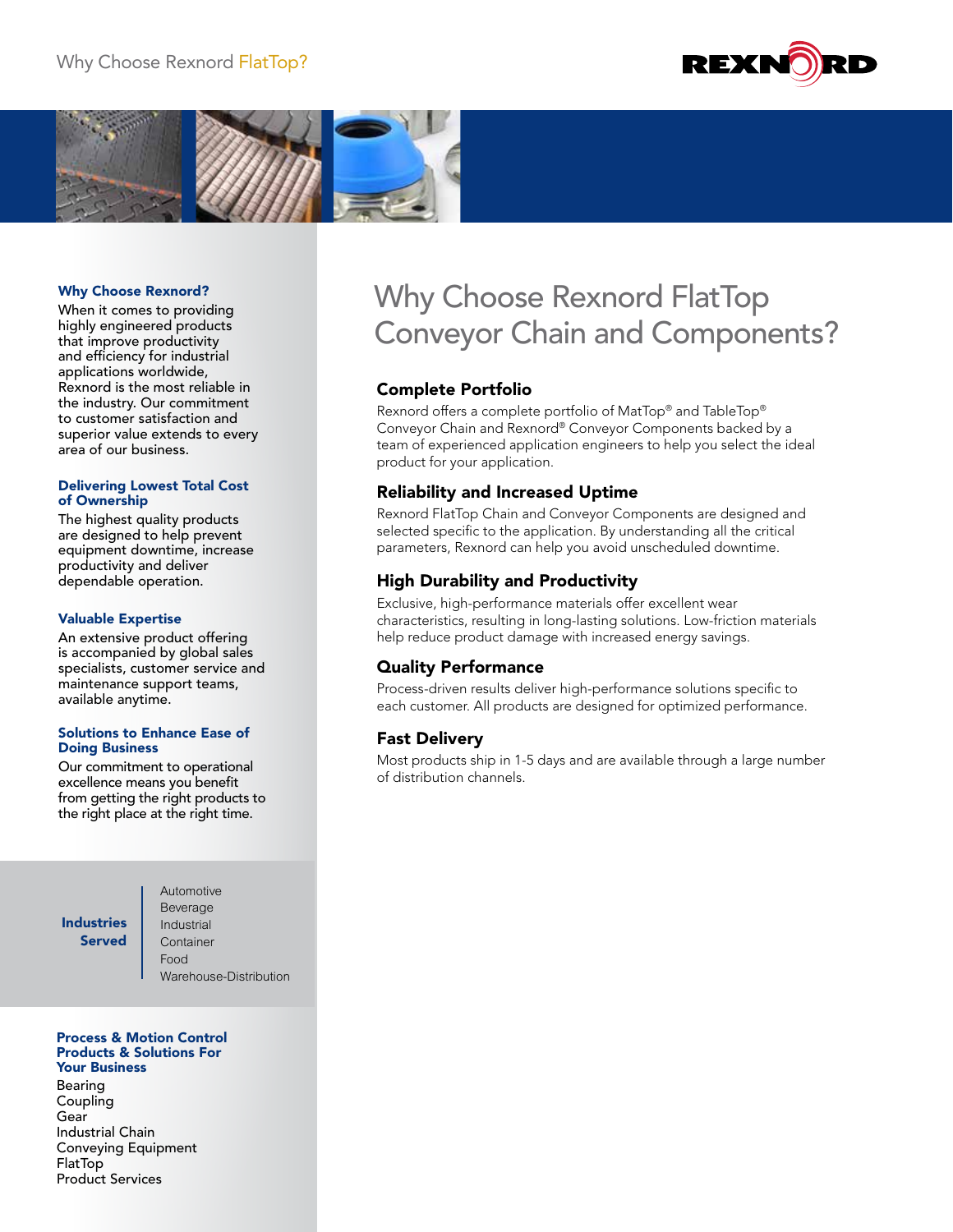# Why Choose Rexnord FlatTop Conveyor Chain and Components?

## Complete Portfolio

Rexnord offers a complete portfolio of MatTop® and TableTop® Conveyor Chain and Rexnord® Conveyor Components backed by a team of experienced application engineers to help you select the ideal product for your application.

## Reliability and Increased Uptime

Rexnord FlatTop Chain and Conveyor Components are designed and selected specific to the application. By understanding all the critical parameters, Rexnord can help you avoid unscheduled downtime.

## High Durability and Productivity

Exclusive, high-performance materials offer excellent wear characteristics, resulting in long-lasting solutions. Low-friction materials help reduce product damage with increased energy savings.

## Quality Performance

Process-driven results deliver high-performance solutions specific to each customer. All products are designed for optimized performance.

## Fast Delivery

Most products ship in 1-5 days and are available through a large number of distribution channels.

### Why Choose Rexnord?

When it comes to providing highly engineered products that improve productivity and efficiency for industrial applications worldwide, Rexnord is the most reliable in the industry. Our commitment to customer satisfaction and superior value extends to every area of our business.

### Delivering Lowest Total Cost of Ownership

The highest quality products are designed to help prevent equipment downtime, increase productivity and deliver dependable operation.

### Valuable Expertise

An extensive product offering is accompanied by global sales specialists, customer service and maintenance support teams, available anytime.

### Solutions to Enhance Ease of Doing Business

Our commitment to operational excellence means you benefit from getting the right products to the right place at the right time.

### Industries Served

- Automotive
- Beverage
- Industrial
- Container
- Food
- Warehouse-Distribution

### Process & Motion Control Products & Solutions For Your Business

- Bearing
- Coupling
- Gear
- Industrial Chain
- Conveying Equipment
- FlatTop
- Product Services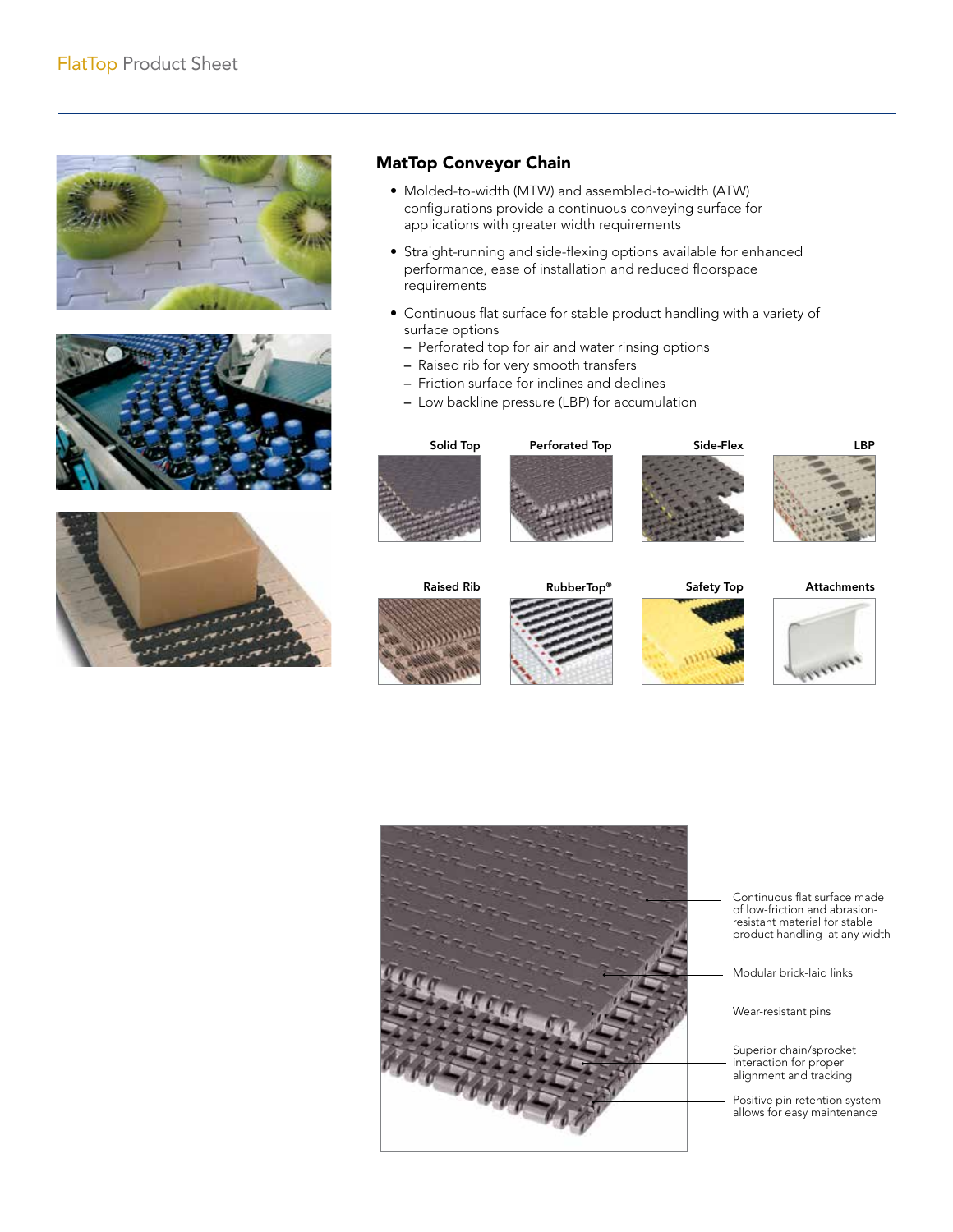## MatTop Conveyor Chain

- Molded-to-width (MTW) and assembled-to-width (ATW) configurations provide a continuous conveying surface for applications with greater width requirements
- Straight-running and side-flexing options available for enhanced performance, ease of installation and reduced floorspace requirements
- Continuous flat surface for stable product handling with a variety of surface options
  - Perforated top for air and water rinsing options
  - Raised rib for very smooth transfers
  - Friction surface for inclines and declines
  - Low backline pressure (LBP) for accumulation

Solid Top

Perforated Top

Side-Flex

LBP

Raised Rib

RubberTop®

Safety Top

Attachments

Continuous flat surface made of low-friction and abrasion-resistant material for stable product handling at any width

Modular brick-laid links

Wear-resistant pins

Superior chain/sprocket interaction for proper alignment and tracking

Positive pin retention system allows for easy maintenance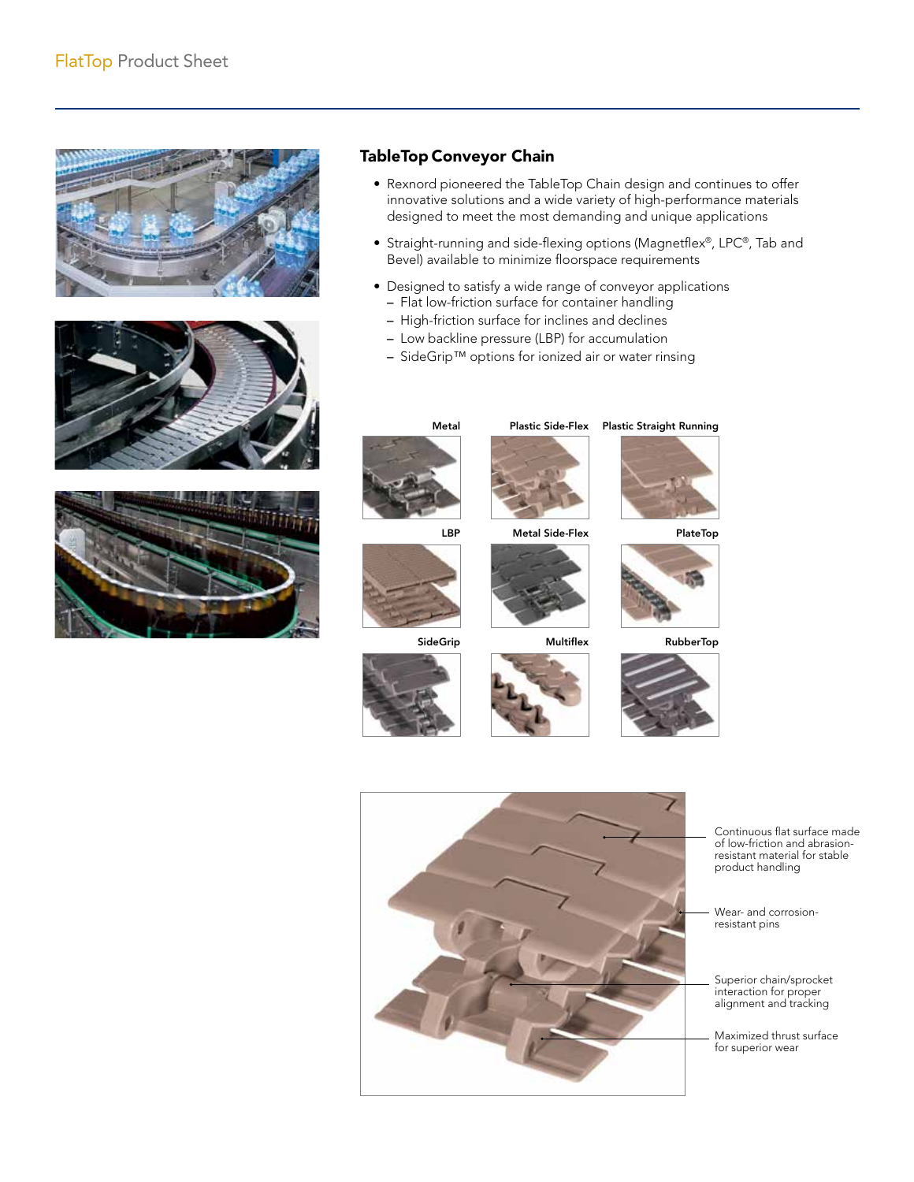## TableTop Conveyor Chain

- Rexnord pioneered the TableTop Chain design and continues to offer innovative solutions and a wide variety of high-performance materials designed to meet the most demanding and unique applications
- Straight-running and side-flexing options (Magnetflex®, LPC®, Tab and Bevel) available to minimize floorspace requirements
- Designed to satisfy a wide range of conveyor applications
  - Flat low-friction surface for container handling
  - High-friction surface for inclines and declines
  - Low backline pressure (LBP) for accumulation
  - SideGrip™ options for ionized air or water rinsing

Metal

Plastic Side-Flex

Plastic Straight Running

LBP

Metal Side-Flex

PlateTop

SideGrip

Multiflex

RubberTop

Continuous flat surface made of low-friction and abrasion-resistant material for stable product handling

Wear- and corrosion-resistant pins

Superior chain/sprocket interaction for proper alignment and tracking

Maximized thrust surface for superior wear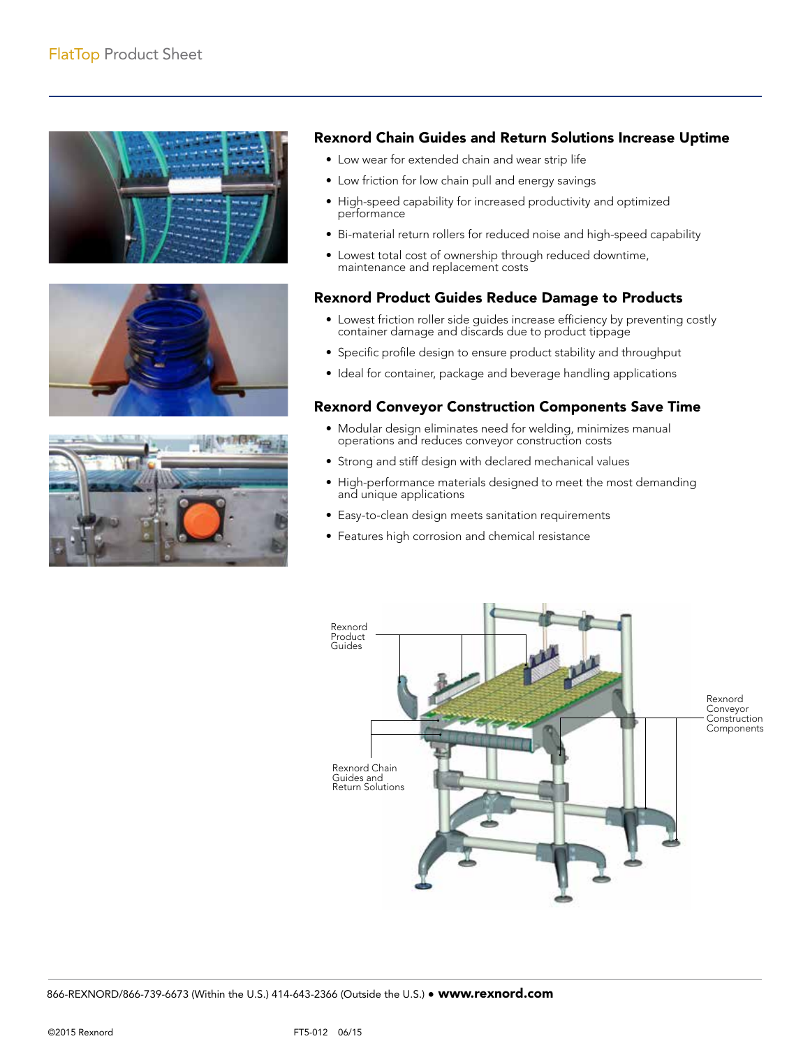## Rexnord Chain Guides and Return Solutions Increase Uptime

- Low wear for extended chain and wear strip life
- Low friction for low chain pull and energy savings
- High-speed capability for increased productivity and optimized performance
- Bi-material return rollers for reduced noise and high-speed capability
- Lowest total cost of ownership through reduced downtime, maintenance and replacement costs

## Rexnord Product Guides Reduce Damage to Products

- Lowest friction roller side guides increase efficiency by preventing costly container damage and discards due to product tippage
- Specific profile design to ensure product stability and throughput
- Ideal for container, package and beverage handling applications

## Rexnord Conveyor Construction Components Save Time

- Modular design eliminates need for welding, minimizes manual operations and reduces conveyor construction costs
- Strong and stiff design with declared mechanical values
- High-performance materials designed to meet the most demanding and unique applications
- Easy-to-clean design meets sanitation requirements
- Features high corrosion and chemical resistance

Rexnord Product Guides

Rexnord Conveyor Construction Components

Rexnord Chain Guides and Return Solutions

866-REXNORD/866-739-6673 (Within the U.S.) 414-643-2366 (Outside the U.S.) • **www.rexnord.com**

©2015 Rexnord FT5-012 06/15